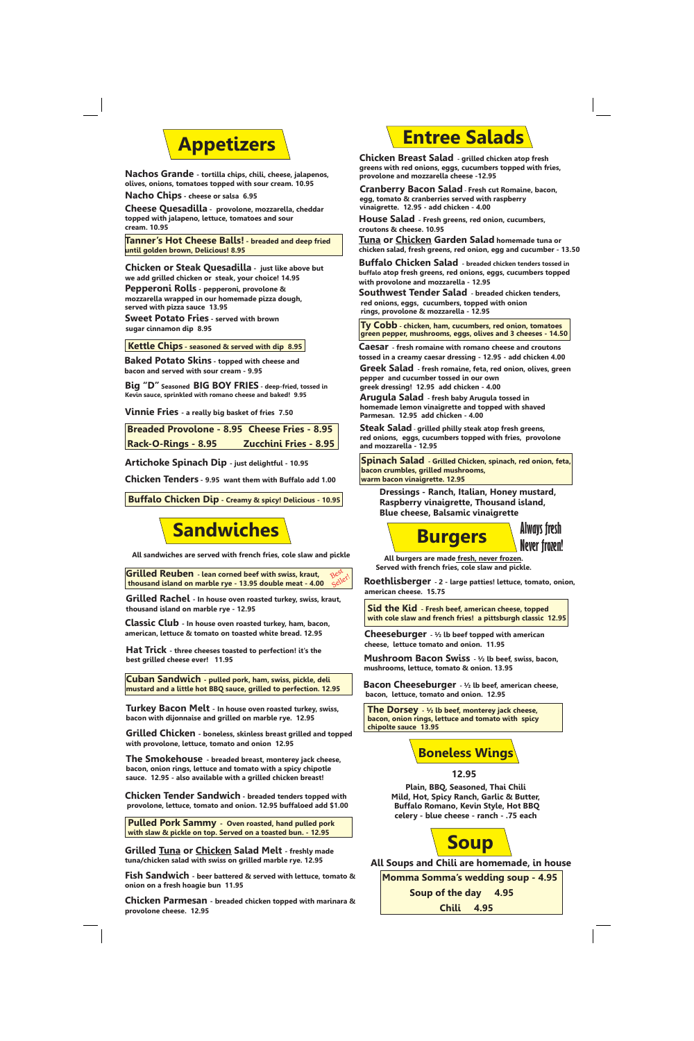# Appetizers

**Nachos Grande** - tortilla chips, chili, cheese, jalapenos, olives, onions, tomatoes topped with sour cream. 10.95

**Nacho Chips** - cheese or salsa 6.95

**Cheese Quesadilla** - provolone, mozzarella, cheddar topped with jalapeno, lettuce, tomatoes and sour cream. 10.95

**Tanner's Hot Cheese Balls!** - breaded and deep fried until golden brown, Delicious! 8.95

**Chicken or Steak Quesadilla** - just like above but we add grilled chicken or steak, your choice! 14.95

**Pepperoni Rolls** - pepperoni, provolone & mozzarella wrapped in our homemade pizza dough, served with pizza sauce 13.95

**Sweet Potato Fries** - served with brown sugar cinnamon dip 8.95

**Kettle Chips** - seasoned & served with dip 8.95

**Baked Potato Skins** - topped with cheese and bacon and served with sour cream - 9.95

**Big "D"** Seasoned **BIG BOY FRIES** - deep-fried, tossed in Kevin sauce, sprinkled with romano cheese and baked! 9.95

**Vinnie Fries** - a really big basket of fries 7.50

| | |
|---|---|
| **Breaded Provolone - 8.95** | **Cheese Fries - 8.95** |
| **Rack-O-Rings - 8.95** | **Zucchini Fries - 8.95** |

**Artichoke Spinach Dip** - just delightful - 10.95

**Chicken Tenders** - 9.95 want them with Buffalo add 1.00

**Buffalo Chicken Dip** - Creamy & spicy! Delicious - 10.95

# Sandwiches

All sandwiches are served with french fries, cole slaw and pickle

**Grilled Reuben** - lean corned beef with swiss, kraut, thousand island on marble rye - 13.95 double meat - 4.00 *Best Seller!*

**Grilled Rachel** - In house oven roasted turkey, swiss, kraut, thousand island on marble rye - 12.95

**Classic Club** - In house oven roasted turkey, ham, bacon, american, lettuce & tomato on toasted white bread. 12.95

**Hat Trick** - three cheeses toasted to perfection! it's the best grilled cheese ever! 11.95

**Cuban Sandwich** - pulled pork, ham, swiss, pickle, deli mustard and a little hot BBQ sauce, grilled to perfection. 12.95

**Turkey Bacon Melt** - In house oven roasted turkey, swiss, bacon with dijonnaise and grilled on marble rye. 12.95

**Grilled Chicken** - boneless, skinless breast grilled and topped with provolone, lettuce, tomato and onion 12.95

**The Smokehouse** - breaded breast, monterey jack cheese, bacon, onion rings, lettuce and tomato with a spicy chipotle sauce. 12.95 - also available with a grilled chicken breast!

**Chicken Tender Sandwich** - breaded tenders topped with provolone, lettuce, tomato and onion. 12.95 buffaloed add $1.00

**Pulled Pork Sammy** - Oven roasted, hand pulled pork with slaw & pickle on top. Served on a toasted bun. - 12.95

**Grilled Tuna or Chicken Salad Melt** - freshly made tuna/chicken salad with swiss on grilled marble rye. 12.95

**Fish Sandwich** - beer battered & served with lettuce, tomato & onion on a fresh hoagie bun 11.95

**Chicken Parmesan** - breaded chicken topped with marinara & provolone cheese. 12.95

# Entree Salads

**Chicken Breast Salad** - grilled chicken atop fresh greens with red onions, eggs, cucumbers topped with fries, provolone and mozzarella cheese -12.95

**Cranberry Bacon Salad** - Fresh cut Romaine, bacon, egg, tomato & cranberries served with raspberry vinaigrette. 12.95 - add chicken - 4.00

**House Salad** - Fresh greens, red onion, cucumbers, croutons & cheese. 10.95

**Tuna or Chicken Garden Salad** homemade tuna or chicken salad, fresh greens, red onion, egg and cucumber - 13.50

**Buffalo Chicken Salad** - breaded chicken tenders tossed in buffalo atop fresh greens, red onions, eggs, cucumbers topped with provolone and mozzarella - 12.95

**Southwest Tender Salad** - breaded chicken tenders, red onions, eggs, cucumbers, topped with onion rings, provolone & mozzarella - 12.95

**Ty Cobb** - chicken, ham, cucumbers, red onion, tomatoes green pepper, mushrooms, eggs, olives and 3 cheeses - 14.50

**Caesar** - fresh romaine with romano cheese and croutons tossed in a creamy caesar dressing - 12.95 - add chicken 4.00

**Greek Salad** - fresh romaine, feta, red onion, olives, green pepper and cucumber tossed in our own greek dressing! 12.95 add chicken - 4.00

**Arugula Salad** - fresh baby Arugula tossed in homemade lemon vinaigrette and topped with shaved Parmesan. 12.95 add chicken - 4.00

**Steak Salad** - grilled philly steak atop fresh greens, red onions, eggs, cucumbers topped with fries, provolone and mozzarella - 12.95

**Spinach Salad** - Grilled Chicken, spinach, red onion, feta, bacon crumbles, grilled mushrooms, warm bacon vinaigrette. 12.95

**Dressings** - Ranch, Italian, Honey mustard, Raspberry vinaigrette, Thousand island, Blue cheese, Balsamic vinaigrette

# Burgers

*Always fresh Never frozen!*

All burgers are made fresh, never frozen. Served with french fries, cole slaw and pickle.

**Roethlisberger** - 2 - large patties! lettuce, tomato, onion, american cheese. 15.75

**Sid the Kid** - Fresh beef, american cheese, topped with cole slaw and french fries! a pittsburgh classic 12.95

**Cheeseburger** - ½ lb beef topped with american cheese, lettuce tomato and onion. 11.95

**Mushroom Bacon Swiss** - ½ lb beef, swiss, bacon, mushrooms, lettuce, tomato & onion. 13.95

**Bacon Cheeseburger** - ½ lb beef, american cheese, bacon, lettuce, tomato and onion. 12.95

**The Dorsey** - ½ lb beef, monterey jack cheese, bacon, onion rings, lettuce and tomato with spicy chipolte sauce 13.95

# Boneless Wings

**12.95**

Plain, BBQ, Seasoned, Thai Chili
Mild, Hot, Spicy Ranch, Garlic & Butter,
Buffalo Romano, Kevin Style, Hot BBQ
celery - blue cheese - ranch - .75 each

# Soup

All Soups and Chili are homemade, in house

| |
|---|
| **Momma Somma's wedding soup - 4.95** |
| **Soup of the day 4.95** |
| **Chili 4.95** |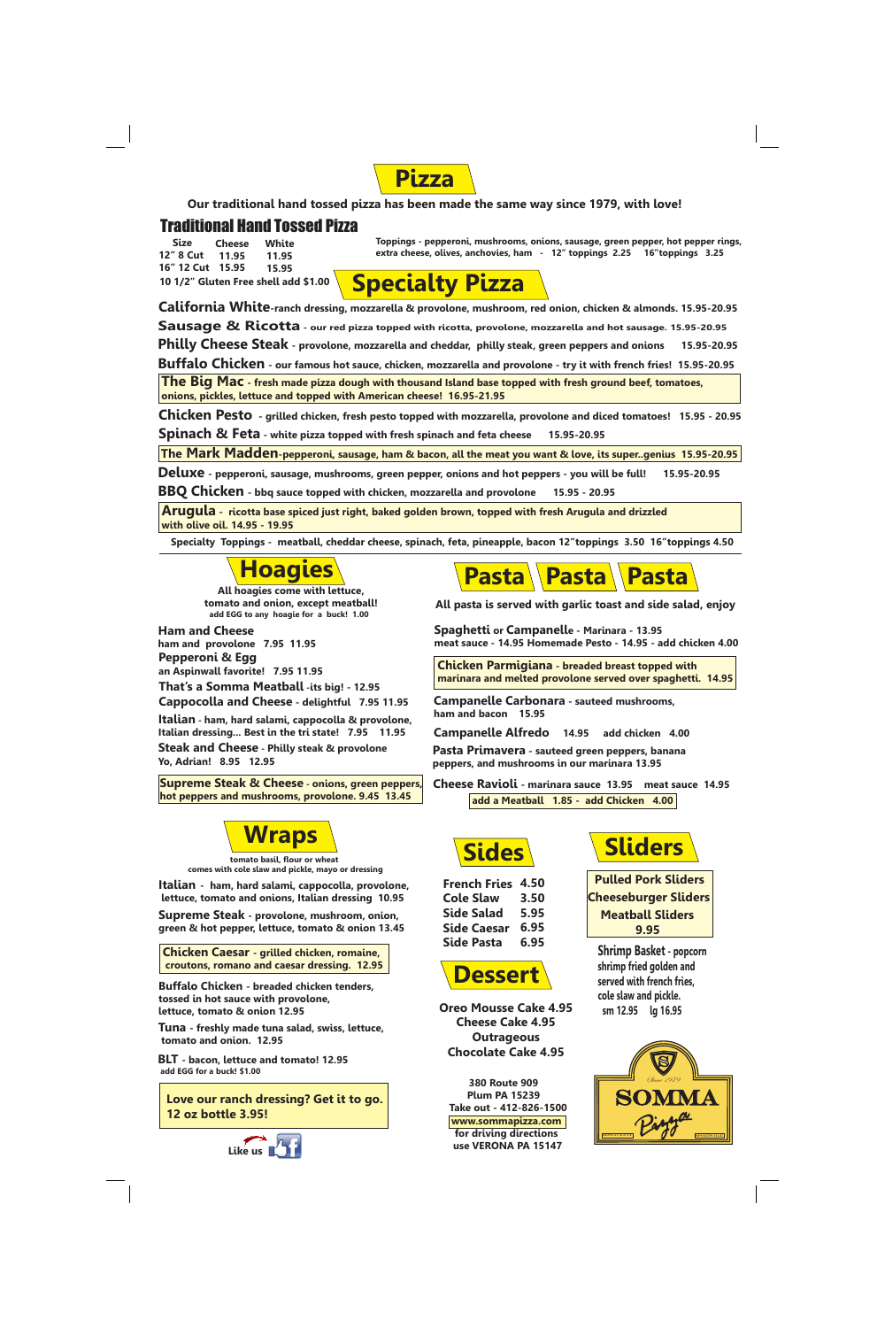# Pizza

**Our traditional hand tossed pizza has been made the same way since 1979, with love!**

## Traditional Hand Tossed Pizza

| Size | Cheese | White |
|---|---|---|
| 12" 8 Cut | 11.95 | 11.95 |
| 16" 12 Cut | 15.95 | 15.95 |

10 1/2" Gluten Free shell add $1.00

**Toppings** - pepperoni, mushrooms, onions, sausage, green pepper, hot pepper rings, extra cheese, olives, anchovies, ham - 12" toppings 2.25 16"toppings 3.25

# Specialty Pizza

**California White**-ranch dressing, mozzarella & provolone, mushroom, red onion, chicken & almonds. 15.95-20.95

**Sausage & Ricotta** - our red pizza topped with ricotta, provolone, mozzarella and hot sausage. 15.95-20.95

**Philly Cheese Steak** - provolone, mozzarella and cheddar, philly steak, green peppers and onions 15.95-20.95

**Buffalo Chicken** - our famous hot sauce, chicken, mozzarella and provolone - try it with french fries! 15.95-20.95

**The Big Mac** - fresh made pizza dough with thousand Island base topped with fresh ground beef, tomatoes, onions, pickles, lettuce and topped with American cheese! 16.95-21.95

**Chicken Pesto** - grilled chicken, fresh pesto topped with mozzarella, provolone and diced tomatoes! 15.95 - 20.95

**Spinach & Feta** - white pizza topped with fresh spinach and feta cheese 15.95-20.95

**The Mark Madden**-pepperoni, sausage, ham & bacon, all the meat you want & love, its super..genius 15.95-20.95

**Deluxe** - pepperoni, sausage, mushrooms, green pepper, onions and hot peppers - you will be full! 15.95-20.95

**BBQ Chicken** - bbq sauce topped with chicken, mozzarella and provolone 15.95 - 20.95

**Arugula** - ricotta base spiced just right, baked golden brown, topped with fresh Arugula and drizzled with olive oil. 14.95 - 19.95

**Specialty Toppings** - meatball, cheddar cheese, spinach, feta, pineapple, bacon 12"toppings 3.50 16"toppings 4.50

# Hoagies

All hoagies come with lettuce, tomato and onion, except meatball!
add EGG to any hoagie for a buck! 1.00

**Ham and Cheese**
ham and provolone 7.95 11.95

**Pepperoni & Egg**
an Aspinwall favorite! 7.95 11.95

**That's a Somma Meatball** -its big! - 12.95

**Cappocolla and Cheese** - delightful 7.95 11.95

**Italian** - ham, hard salami, cappocolla & provolone, Italian dressing... Best in the tri state! 7.95 11.95

**Steak and Cheese** - Philly steak & provolone
Yo, Adrian! 8.95 12.95

**Supreme Steak & Cheese** - onions, green peppers, hot peppers and mushrooms, provolone. 9.45 13.45

# Pasta Pasta Pasta

All pasta is served with garlic toast and side salad, enjoy

**Spaghetti or Campanelle** - Marinara - 13.95
meat sauce - 14.95 Homemade Pesto - 14.95 - add chicken 4.00

**Chicken Parmigiana** - breaded breast topped with marinara and melted provolone served over spaghetti. 14.95

**Campanelle Carbonara** - sauteed mushrooms, ham and bacon 15.95

**Campanelle Alfredo** 14.95 add chicken 4.00

**Pasta Primavera** - sauteed green peppers, banana peppers, and mushrooms in our marinara 13.95

**Cheese Ravioli** - marinara sauce 13.95 meat sauce 14.95

add a Meatball 1.85 - add Chicken 4.00

# Wraps

tomato basil, flour or wheat
comes with cole slaw and pickle, mayo or dressing

**Italian** - ham, hard salami, cappocolla, provolone, lettuce, tomato and onions, Italian dressing 10.95

**Supreme Steak** - provolone, mushroom, onion, green & hot pepper, lettuce, tomato & onion 13.45

**Chicken Caesar** - grilled chicken, romaine, croutons, romano and caesar dressing. 12.95

**Buffalo Chicken** - breaded chicken tenders, tossed in hot sauce with provolone, lettuce, tomato & onion 12.95

**Tuna** - freshly made tuna salad, swiss, lettuce, tomato and onion. 12.95

**BLT** - bacon, lettuce and tomato! 12.95
add EGG for a buck! $1.00

**Love our ranch dressing? Get it to go. 12 oz bottle 3.95!**

Like us

# Sides

| | |
|---|---|
| French Fries | 4.50 |
| Cole Slaw | 3.50 |
| Side Salad | 5.95 |
| Side Caesar | 6.95 |
| Side Pasta | 6.95 |

# Sliders

**Pulled Pork Sliders**
**Cheeseburger Sliders**
**Meatball Sliders**
**9.95**

**Shrimp Basket** - popcorn shrimp fried golden and served with french fries, cole slaw and pickle.
sm 12.95 lg 16.95

# Dessert

Oreo Mousse Cake 4.95
Cheese Cake 4.95
Outrageous
Chocolate Cake 4.95

380 Route 909
Plum PA 15239
Take out - 412-826-1500
www.sommapizza.com
for driving directions
use VERONA PA 15147

SOMMA Pizza
Since 1979